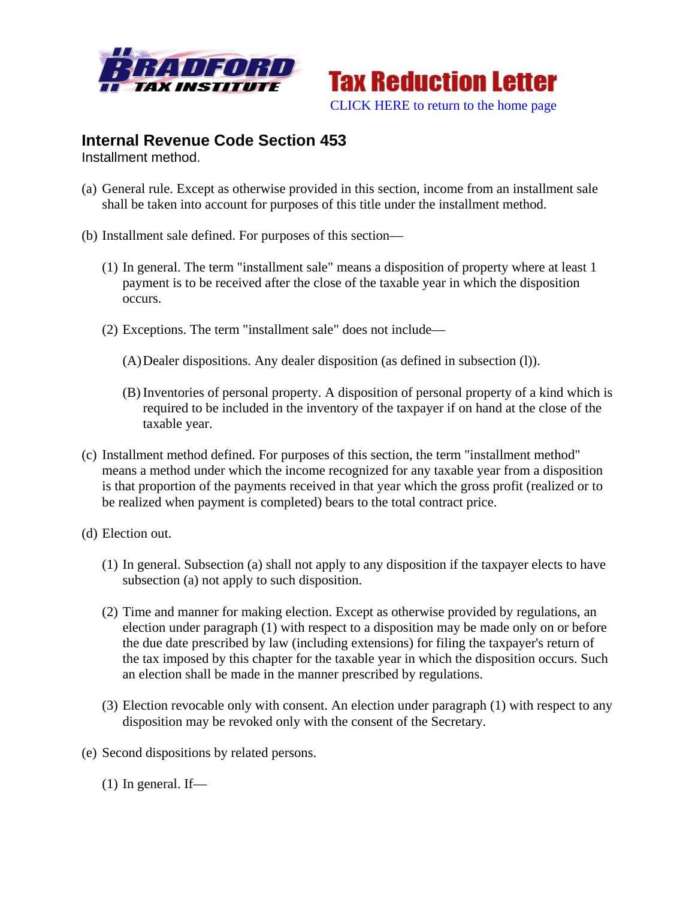Tax Reduction Letter

CLICK HERE to return to the home page

# Internal Revenue Code Section 453

Installment method.

(a) General rule. Except as otherwise provided in this section, income from an installment sale shall be taken into account for purposes of this title under the installment method.

(b) Installment sale defined. For purposes of this section—

(1) In general. The term "installment sale" means a disposition of property where at least 1 payment is to be received after the close of the taxable year in which the disposition occurs.

(2) Exceptions. The term "installment sale" does not include—

(A) Dealer dispositions. Any dealer disposition (as defined in subsection (l)).

(B) Inventories of personal property. A disposition of personal property of a kind which is required to be included in the inventory of the taxpayer if on hand at the close of the taxable year.

(c) Installment method defined. For purposes of this section, the term "installment method" means a method under which the income recognized for any taxable year from a disposition is that proportion of the payments received in that year which the gross profit (realized or to be realized when payment is completed) bears to the total contract price.

(d) Election out.

(1) In general. Subsection (a) shall not apply to any disposition if the taxpayer elects to have subsection (a) not apply to such disposition.

(2) Time and manner for making election. Except as otherwise provided by regulations, an election under paragraph (1) with respect to a disposition may be made only on or before the due date prescribed by law (including extensions) for filing the taxpayer's return of the tax imposed by this chapter for the taxable year in which the disposition occurs. Such an election shall be made in the manner prescribed by regulations.

(3) Election revocable only with consent. An election under paragraph (1) with respect to any disposition may be revoked only with the consent of the Secretary.

(e) Second dispositions by related persons.

(1) In general. If—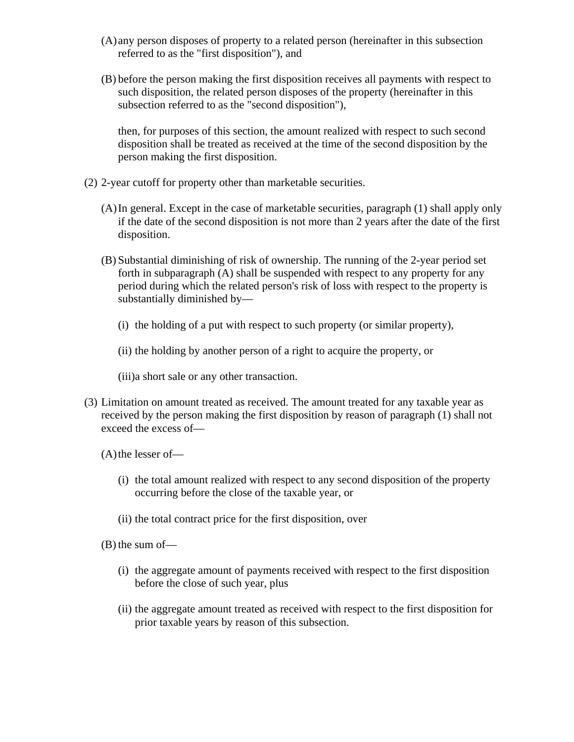(A) any person disposes of property to a related person (hereinafter in this subsection referred to as the "first disposition"), and

(B) before the person making the first disposition receives all payments with respect to such disposition, the related person disposes of the property (hereinafter in this subsection referred to as the "second disposition"),

then, for purposes of this section, the amount realized with respect to such second disposition shall be treated as received at the time of the second disposition by the person making the first disposition.

(2) 2-year cutoff for property other than marketable securities.

(A) In general. Except in the case of marketable securities, paragraph (1) shall apply only if the date of the second disposition is not more than 2 years after the date of the first disposition.

(B) Substantial diminishing of risk of ownership. The running of the 2-year period set forth in subparagraph (A) shall be suspended with respect to any property for any period during which the related person's risk of loss with respect to the property is substantially diminished by—

(i) the holding of a put with respect to such property (or similar property),

(ii) the holding by another person of a right to acquire the property, or

(iii) a short sale or any other transaction.

(3) Limitation on amount treated as received. The amount treated for any taxable year as received by the person making the first disposition by reason of paragraph (1) shall not exceed the excess of—

(A) the lesser of—

(i) the total amount realized with respect to any second disposition of the property occurring before the close of the taxable year, or

(ii) the total contract price for the first disposition, over

(B) the sum of—

(i) the aggregate amount of payments received with respect to the first disposition before the close of such year, plus

(ii) the aggregate amount treated as received with respect to the first disposition for prior taxable years by reason of this subsection.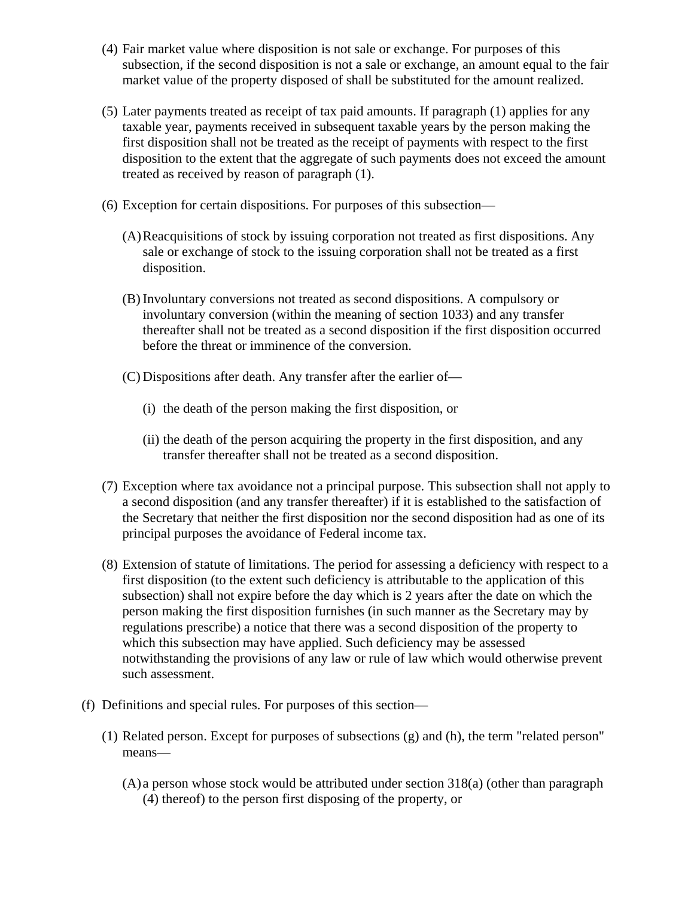(4) Fair market value where disposition is not sale or exchange. For purposes of this subsection, if the second disposition is not a sale or exchange, an amount equal to the fair market value of the property disposed of shall be substituted for the amount realized.

(5) Later payments treated as receipt of tax paid amounts. If paragraph (1) applies for any taxable year, payments received in subsequent taxable years by the person making the first disposition shall not be treated as the receipt of payments with respect to the first disposition to the extent that the aggregate of such payments does not exceed the amount treated as received by reason of paragraph (1).

(6) Exception for certain dispositions. For purposes of this subsection—

(A) Reacquisitions of stock by issuing corporation not treated as first dispositions. Any sale or exchange of stock to the issuing corporation shall not be treated as a first disposition.

(B) Involuntary conversions not treated as second dispositions. A compulsory or involuntary conversion (within the meaning of section 1033) and any transfer thereafter shall not be treated as a second disposition if the first disposition occurred before the threat or imminence of the conversion.

(C) Dispositions after death. Any transfer after the earlier of—

(i) the death of the person making the first disposition, or

(ii) the death of the person acquiring the property in the first disposition, and any transfer thereafter shall not be treated as a second disposition.

(7) Exception where tax avoidance not a principal purpose. This subsection shall not apply to a second disposition (and any transfer thereafter) if it is established to the satisfaction of the Secretary that neither the first disposition nor the second disposition had as one of its principal purposes the avoidance of Federal income tax.

(8) Extension of statute of limitations. The period for assessing a deficiency with respect to a first disposition (to the extent such deficiency is attributable to the application of this subsection) shall not expire before the day which is 2 years after the date on which the person making the first disposition furnishes (in such manner as the Secretary may by regulations prescribe) a notice that there was a second disposition of the property to which this subsection may have applied. Such deficiency may be assessed notwithstanding the provisions of any law or rule of law which would otherwise prevent such assessment.

(f) Definitions and special rules. For purposes of this section—

(1) Related person. Except for purposes of subsections (g) and (h), the term "related person" means—

(A) a person whose stock would be attributed under section 318(a) (other than paragraph (4) thereof) to the person first disposing of the property, or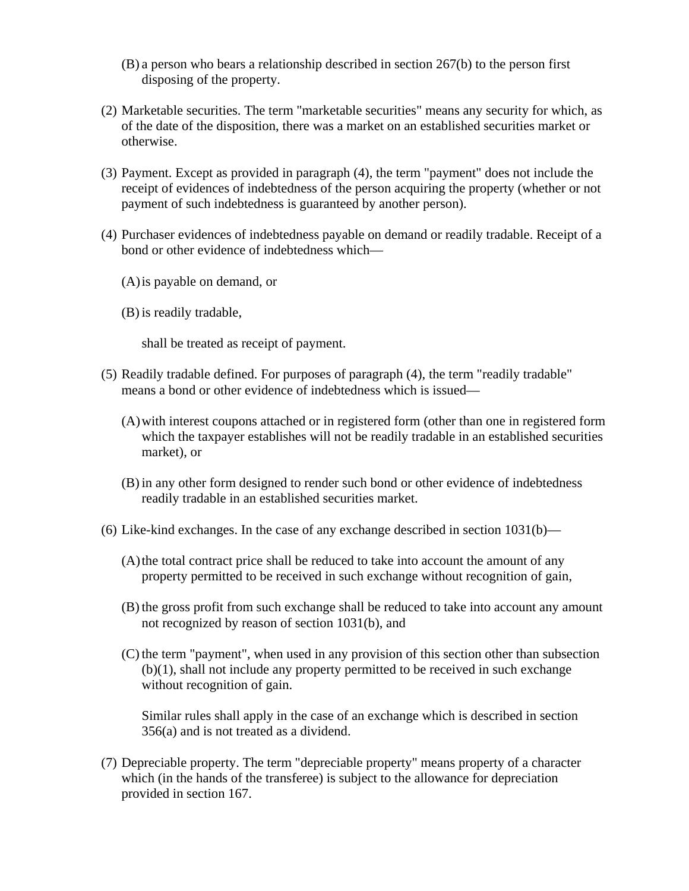(B) a person who bears a relationship described in section 267(b) to the person first disposing of the property.

(2) Marketable securities. The term "marketable securities" means any security for which, as of the date of the disposition, there was a market on an established securities market or otherwise.

(3) Payment. Except as provided in paragraph (4), the term "payment" does not include the receipt of evidences of indebtedness of the person acquiring the property (whether or not payment of such indebtedness is guaranteed by another person).

(4) Purchaser evidences of indebtedness payable on demand or readily tradable. Receipt of a bond or other evidence of indebtedness which—

(A) is payable on demand, or

(B) is readily tradable,

shall be treated as receipt of payment.

(5) Readily tradable defined. For purposes of paragraph (4), the term "readily tradable" means a bond or other evidence of indebtedness which is issued—

(A) with interest coupons attached or in registered form (other than one in registered form which the taxpayer establishes will not be readily tradable in an established securities market), or

(B) in any other form designed to render such bond or other evidence of indebtedness readily tradable in an established securities market.

(6) Like-kind exchanges. In the case of any exchange described in section 1031(b)—

(A) the total contract price shall be reduced to take into account the amount of any property permitted to be received in such exchange without recognition of gain,

(B) the gross profit from such exchange shall be reduced to take into account any amount not recognized by reason of section 1031(b), and

(C) the term "payment", when used in any provision of this section other than subsection (b)(1), shall not include any property permitted to be received in such exchange without recognition of gain.

Similar rules shall apply in the case of an exchange which is described in section 356(a) and is not treated as a dividend.

(7) Depreciable property. The term "depreciable property" means property of a character which (in the hands of the transferee) is subject to the allowance for depreciation provided in section 167.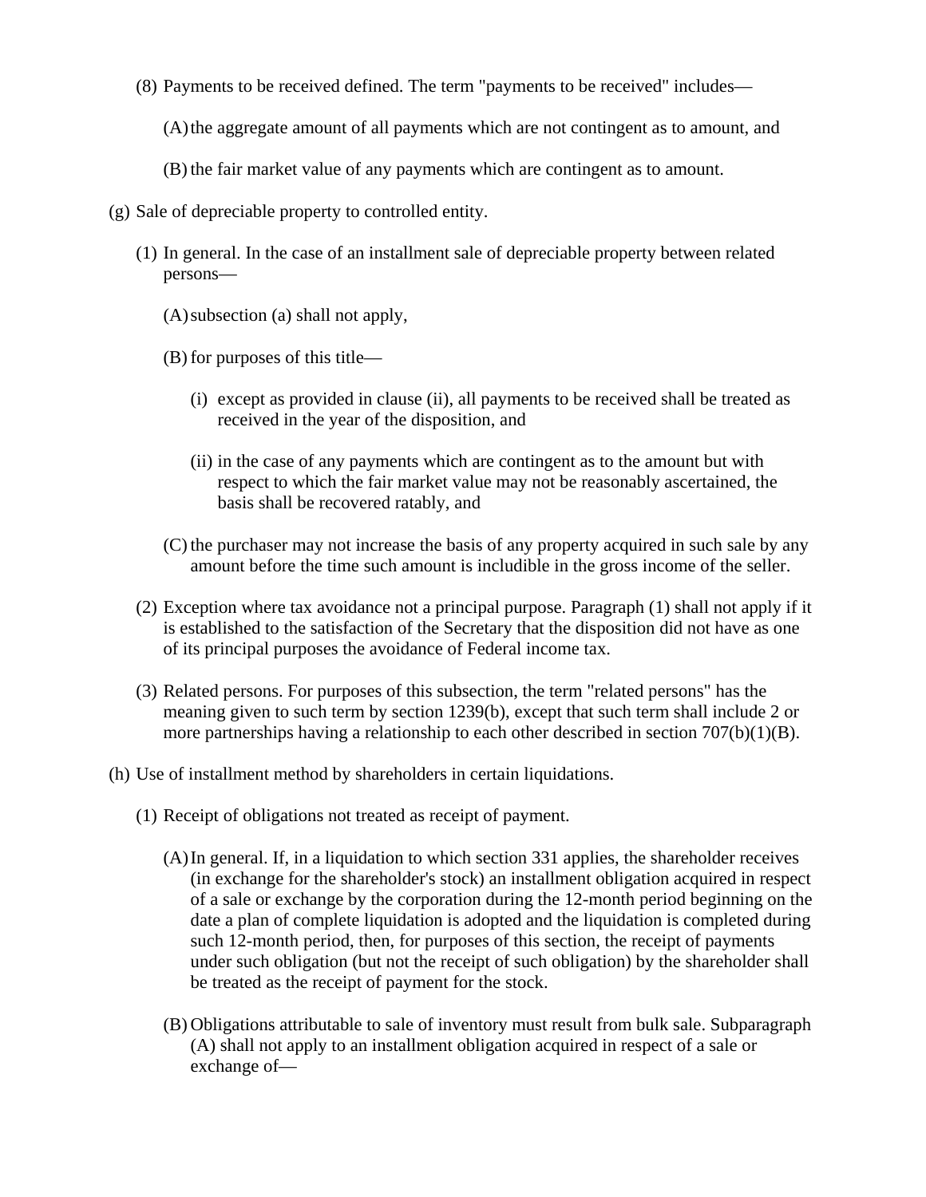(8) Payments to be received defined. The term "payments to be received" includes—

(A) the aggregate amount of all payments which are not contingent as to amount, and

(B) the fair market value of any payments which are contingent as to amount.

(g) Sale of depreciable property to controlled entity.

(1) In general. In the case of an installment sale of depreciable property between related persons—

(A) subsection (a) shall not apply,

(B) for purposes of this title—

(i) except as provided in clause (ii), all payments to be received shall be treated as received in the year of the disposition, and

(ii) in the case of any payments which are contingent as to the amount but with respect to which the fair market value may not be reasonably ascertained, the basis shall be recovered ratably, and

(C) the purchaser may not increase the basis of any property acquired in such sale by any amount before the time such amount is includible in the gross income of the seller.

(2) Exception where tax avoidance not a principal purpose. Paragraph (1) shall not apply if it is established to the satisfaction of the Secretary that the disposition did not have as one of its principal purposes the avoidance of Federal income tax.

(3) Related persons. For purposes of this subsection, the term "related persons" has the meaning given to such term by section 1239(b), except that such term shall include 2 or more partnerships having a relationship to each other described in section 707(b)(1)(B).

(h) Use of installment method by shareholders in certain liquidations.

(1) Receipt of obligations not treated as receipt of payment.

(A) In general. If, in a liquidation to which section 331 applies, the shareholder receives (in exchange for the shareholder's stock) an installment obligation acquired in respect of a sale or exchange by the corporation during the 12-month period beginning on the date a plan of complete liquidation is adopted and the liquidation is completed during such 12-month period, then, for purposes of this section, the receipt of payments under such obligation (but not the receipt of such obligation) by the shareholder shall be treated as the receipt of payment for the stock.

(B) Obligations attributable to sale of inventory must result from bulk sale. Subparagraph (A) shall not apply to an installment obligation acquired in respect of a sale or exchange of—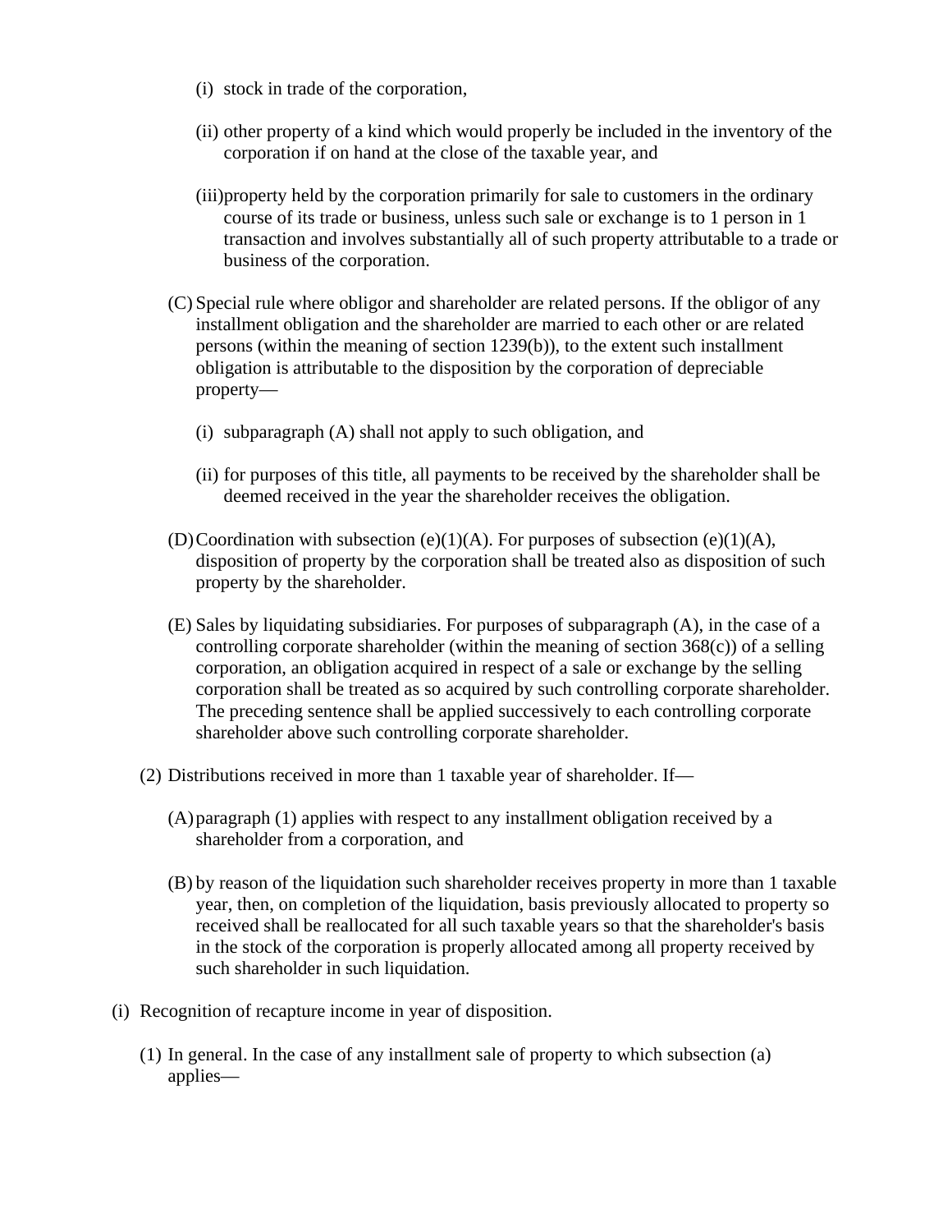(i) stock in trade of the corporation,

(ii) other property of a kind which would properly be included in the inventory of the corporation if on hand at the close of the taxable year, and

(iii) property held by the corporation primarily for sale to customers in the ordinary course of its trade or business, unless such sale or exchange is to 1 person in 1 transaction and involves substantially all of such property attributable to a trade or business of the corporation.

(C) Special rule where obligor and shareholder are related persons. If the obligor of any installment obligation and the shareholder are married to each other or are related persons (within the meaning of section 1239(b)), to the extent such installment obligation is attributable to the disposition by the corporation of depreciable property—

(i) subparagraph (A) shall not apply to such obligation, and

(ii) for purposes of this title, all payments to be received by the shareholder shall be deemed received in the year the shareholder receives the obligation.

(D) Coordination with subsection (e)(1)(A). For purposes of subsection (e)(1)(A), disposition of property by the corporation shall be treated also as disposition of such property by the shareholder.

(E) Sales by liquidating subsidiaries. For purposes of subparagraph (A), in the case of a controlling corporate shareholder (within the meaning of section 368(c)) of a selling corporation, an obligation acquired in respect of a sale or exchange by the selling corporation shall be treated as so acquired by such controlling corporate shareholder. The preceding sentence shall be applied successively to each controlling corporate shareholder above such controlling corporate shareholder.

(2) Distributions received in more than 1 taxable year of shareholder. If—

(A) paragraph (1) applies with respect to any installment obligation received by a shareholder from a corporation, and

(B) by reason of the liquidation such shareholder receives property in more than 1 taxable year, then, on completion of the liquidation, basis previously allocated to property so received shall be reallocated for all such taxable years so that the shareholder's basis in the stock of the corporation is properly allocated among all property received by such shareholder in such liquidation.

(i) Recognition of recapture income in year of disposition.

(1) In general. In the case of any installment sale of property to which subsection (a) applies—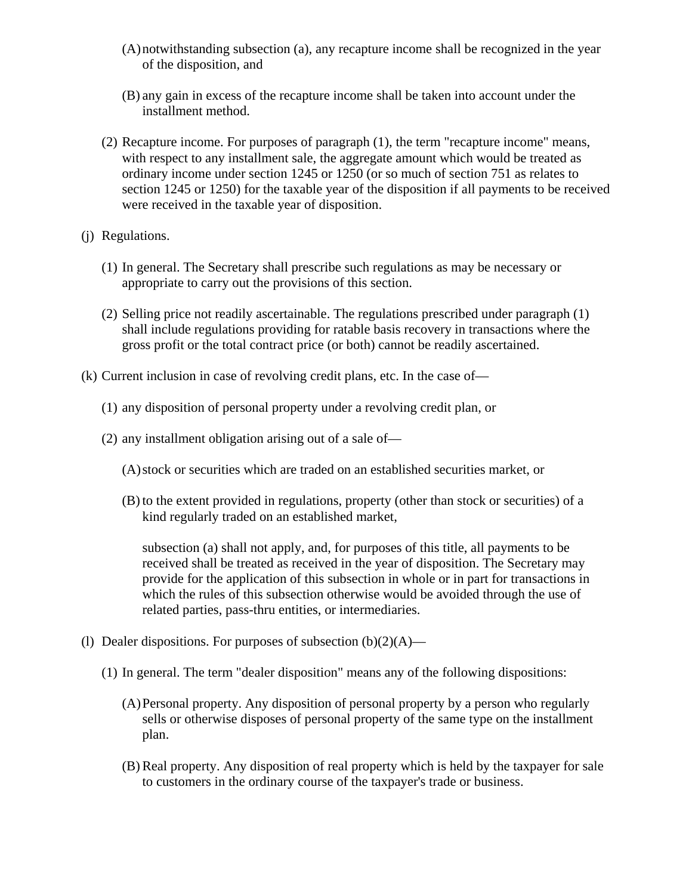(A) notwithstanding subsection (a), any recapture income shall be recognized in the year of the disposition, and

(B) any gain in excess of the recapture income shall be taken into account under the installment method.

(2) Recapture income. For purposes of paragraph (1), the term "recapture income" means, with respect to any installment sale, the aggregate amount which would be treated as ordinary income under section 1245 or 1250 (or so much of section 751 as relates to section 1245 or 1250) for the taxable year of the disposition if all payments to be received were received in the taxable year of disposition.

(j) Regulations.

(1) In general. The Secretary shall prescribe such regulations as may be necessary or appropriate to carry out the provisions of this section.

(2) Selling price not readily ascertainable. The regulations prescribed under paragraph (1) shall include regulations providing for ratable basis recovery in transactions where the gross profit or the total contract price (or both) cannot be readily ascertained.

(k) Current inclusion in case of revolving credit plans, etc. In the case of—

(1) any disposition of personal property under a revolving credit plan, or

(2) any installment obligation arising out of a sale of—

(A) stock or securities which are traded on an established securities market, or

(B) to the extent provided in regulations, property (other than stock or securities) of a kind regularly traded on an established market,

subsection (a) shall not apply, and, for purposes of this title, all payments to be received shall be treated as received in the year of disposition. The Secretary may provide for the application of this subsection in whole or in part for transactions in which the rules of this subsection otherwise would be avoided through the use of related parties, pass-thru entities, or intermediaries.

(l) Dealer dispositions. For purposes of subsection (b)(2)(A)—

(1) In general. The term "dealer disposition" means any of the following dispositions:

(A) Personal property. Any disposition of personal property by a person who regularly sells or otherwise disposes of personal property of the same type on the installment plan.

(B) Real property. Any disposition of real property which is held by the taxpayer for sale to customers in the ordinary course of the taxpayer's trade or business.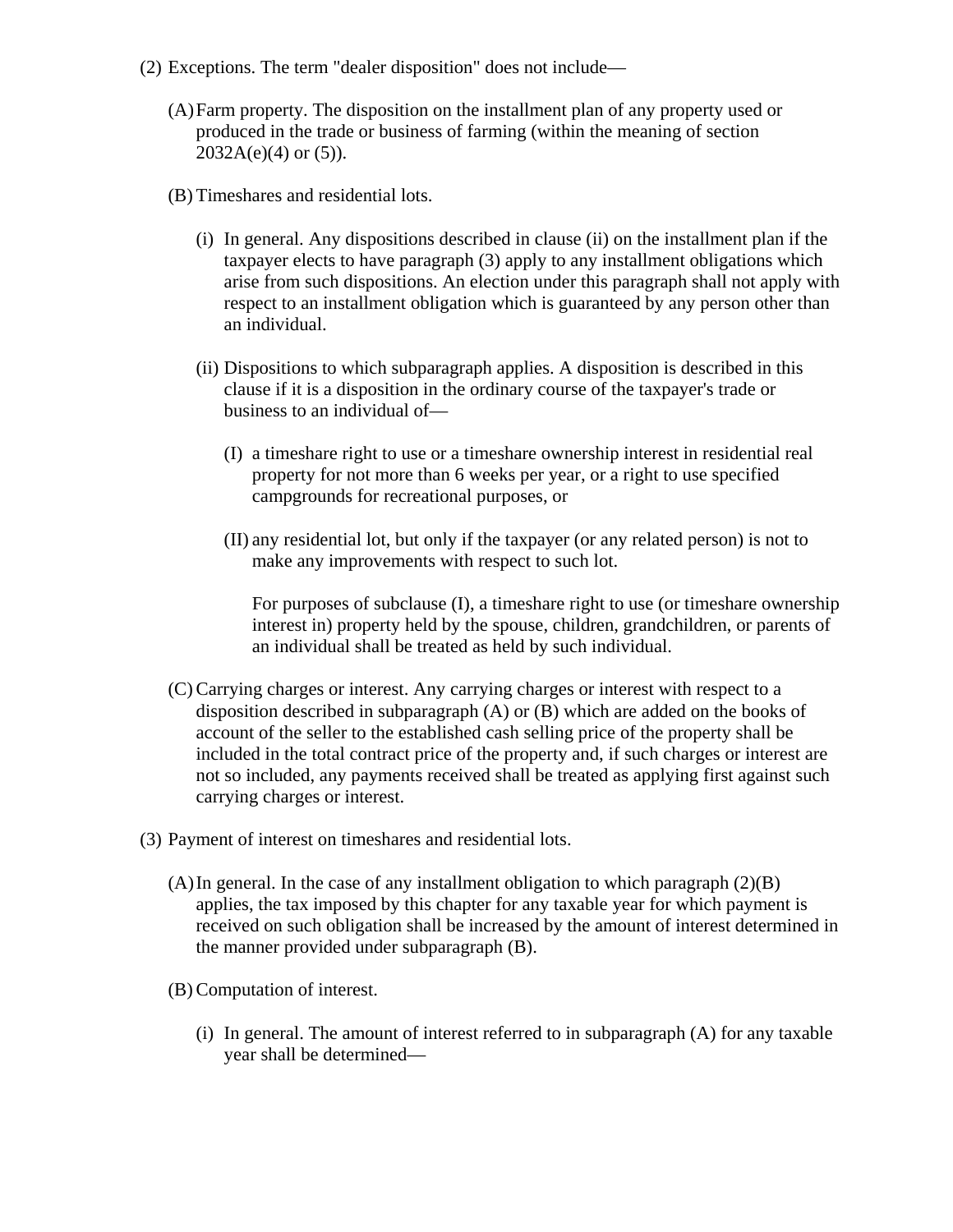(2) Exceptions. The term "dealer disposition" does not include—

(A) Farm property. The disposition on the installment plan of any property used or produced in the trade or business of farming (within the meaning of section 2032A(e)(4) or (5)).

(B) Timeshares and residential lots.

(i) In general. Any dispositions described in clause (ii) on the installment plan if the taxpayer elects to have paragraph (3) apply to any installment obligations which arise from such dispositions. An election under this paragraph shall not apply with respect to an installment obligation which is guaranteed by any person other than an individual.

(ii) Dispositions to which subparagraph applies. A disposition is described in this clause if it is a disposition in the ordinary course of the taxpayer's trade or business to an individual of—

(I) a timeshare right to use or a timeshare ownership interest in residential real property for not more than 6 weeks per year, or a right to use specified campgrounds for recreational purposes, or

(II) any residential lot, but only if the taxpayer (or any related person) is not to make any improvements with respect to such lot.

For purposes of subclause (I), a timeshare right to use (or timeshare ownership interest in) property held by the spouse, children, grandchildren, or parents of an individual shall be treated as held by such individual.

(C) Carrying charges or interest. Any carrying charges or interest with respect to a disposition described in subparagraph (A) or (B) which are added on the books of account of the seller to the established cash selling price of the property shall be included in the total contract price of the property and, if such charges or interest are not so included, any payments received shall be treated as applying first against such carrying charges or interest.

(3) Payment of interest on timeshares and residential lots.

(A) In general. In the case of any installment obligation to which paragraph (2)(B) applies, the tax imposed by this chapter for any taxable year for which payment is received on such obligation shall be increased by the amount of interest determined in the manner provided under subparagraph (B).

(B) Computation of interest.

(i) In general. The amount of interest referred to in subparagraph (A) for any taxable year shall be determined—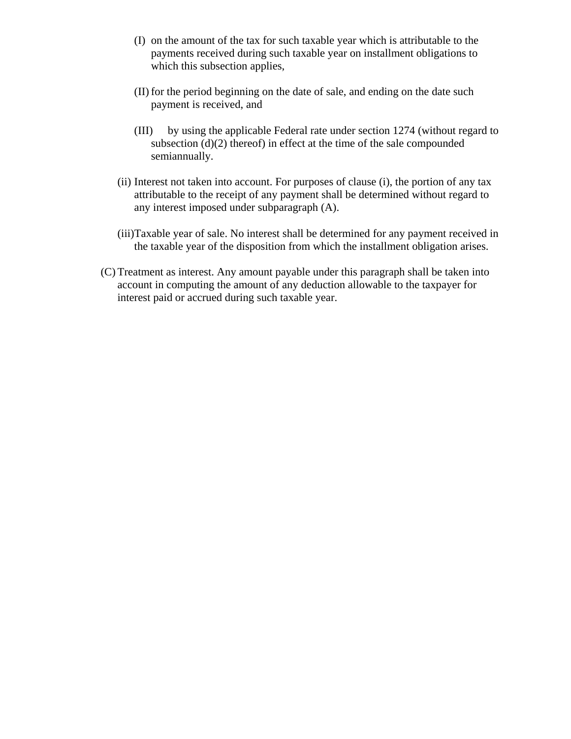(I) on the amount of the tax for such taxable year which is attributable to the payments received during such taxable year on installment obligations to which this subsection applies,

(II) for the period beginning on the date of sale, and ending on the date such payment is received, and

(III) by using the applicable Federal rate under section 1274 (without regard to subsection (d)(2) thereof) in effect at the time of the sale compounded semiannually.

(ii) Interest not taken into account. For purposes of clause (i), the portion of any tax attributable to the receipt of any payment shall be determined without regard to any interest imposed under subparagraph (A).

(iii) Taxable year of sale. No interest shall be determined for any payment received in the taxable year of the disposition from which the installment obligation arises.

(C) Treatment as interest. Any amount payable under this paragraph shall be taken into account in computing the amount of any deduction allowable to the taxpayer for interest paid or accrued during such taxable year.